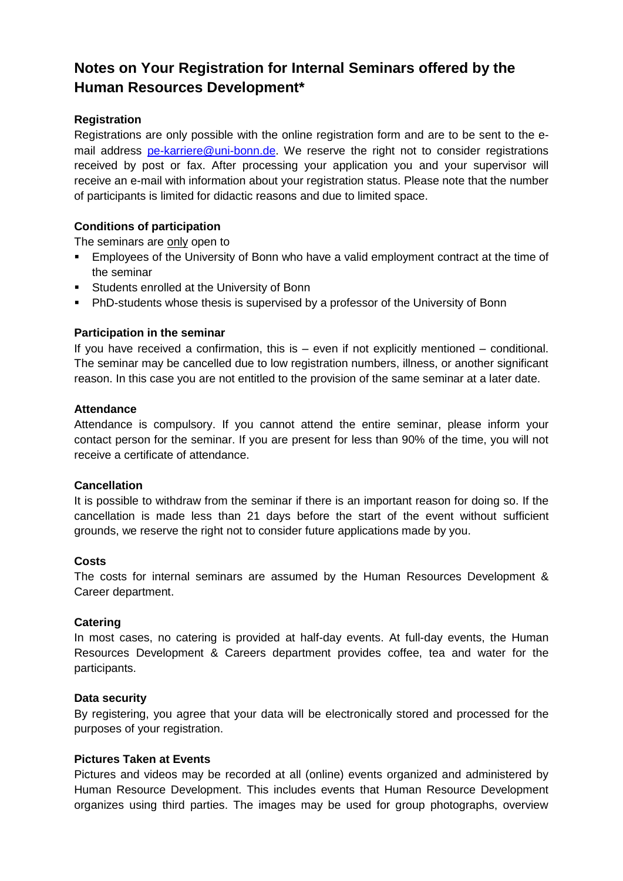# Notes on Your Registration for Internal Seminars offered by the Human Resources Development*

## Registration

Registrations are only possible with the online registration form and are to be sent to the e-mail address pe-karriere@uni-bonn.de. We reserve the right not to consider registrations received by post or fax. After processing your application you and your supervisor will receive an e-mail with information about your registration status. Please note that the number of participants is limited for didactic reasons and due to limited space.

## Conditions of participation

The seminars are only open to

- Employees of the University of Bonn who have a valid employment contract at the time of the seminar
- Students enrolled at the University of Bonn
- PhD-students whose thesis is supervised by a professor of the University of Bonn

## Participation in the seminar

If you have received a confirmation, this is – even if not explicitly mentioned – conditional. The seminar may be cancelled due to low registration numbers, illness, or another significant reason. In this case you are not entitled to the provision of the same seminar at a later date.

## Attendance

Attendance is compulsory. If you cannot attend the entire seminar, please inform your contact person for the seminar. If you are present for less than 90% of the time, you will not receive a certificate of attendance.

## Cancellation

It is possible to withdraw from the seminar if there is an important reason for doing so. If the cancellation is made less than 21 days before the start of the event without sufficient grounds, we reserve the right not to consider future applications made by you.

## Costs

The costs for internal seminars are assumed by the Human Resources Development & Career department.

## Catering

In most cases, no catering is provided at half-day events. At full-day events, the Human Resources Development & Careers department provides coffee, tea and water for the participants.

## Data security

By registering, you agree that your data will be electronically stored and processed for the purposes of your registration.

## Pictures Taken at Events

Pictures and videos may be recorded at all (online) events organized and administered by Human Resource Development. This includes events that Human Resource Development organizes using third parties. The images may be used for group photographs, overview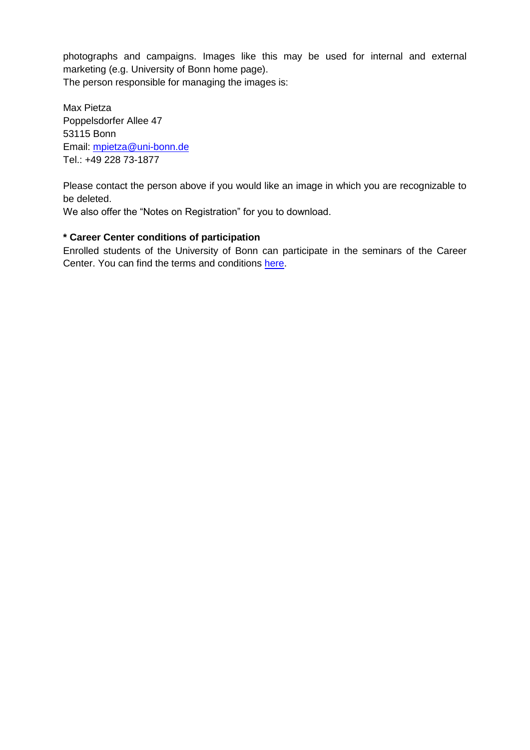photographs and campaigns. Images like this may be used for internal and external marketing (e.g. University of Bonn home page).
The person responsible for managing the images is:

Max Pietza
Poppelsdorfer Allee 47
53115 Bonn
Email: mpietza@uni-bonn.de
Tel.: +49 228 73-1877

Please contact the person above if you would like an image in which you are recognizable to be deleted.
We also offer the "Notes on Registration" for you to download.

**\* Career Center conditions of participation**

Enrolled students of the University of Bonn can participate in the seminars of the Career Center. You can find the terms and conditions here.